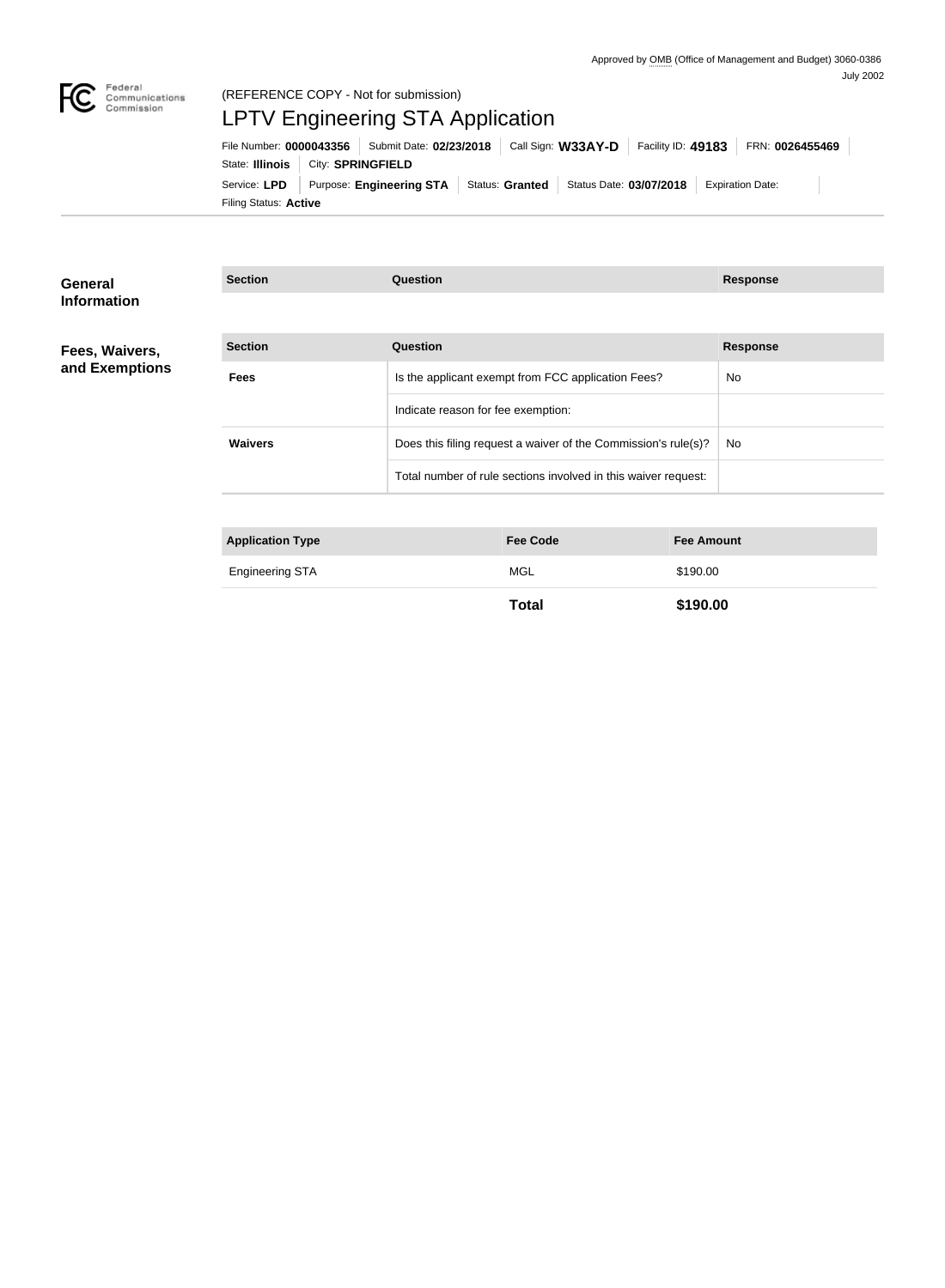Approved by OMB (Office of Management and Budget) 3060-0386
July 2002

Federal Communications Commission

(REFERENCE COPY - Not for submission)

# LPTV Engineering STA Application

File Number: **0000043356** | Submit Date: **02/23/2018** | Call Sign: **W33AY-D** | Facility ID: **49183** | FRN: **0026455469**

State: **Illinois** | City: **SPRINGFIELD**

Service: **LPD** | Purpose: **Engineering STA** | Status: **Granted** | Status Date: **03/07/2018** | Expiration Date:

Filing Status: **Active**

## General Information

| Section | Question | Response |
| --- | --- | --- |

## Fees, Waivers, and Exemptions

| Section | Question | Response |
| --- | --- | --- |
| **Fees** | Is the applicant exempt from FCC application Fees? | No |
| | Indicate reason for fee exemption: | |
| **Waivers** | Does this filing request a waiver of the Commission's rule(s)? | No |
| | Total number of rule sections involved in this waiver request: | |

| Application Type | Fee Code | Fee Amount |
| --- | --- | --- |
| Engineering STA | MGL | $190.00 |
| | **Total** | **$190.00** |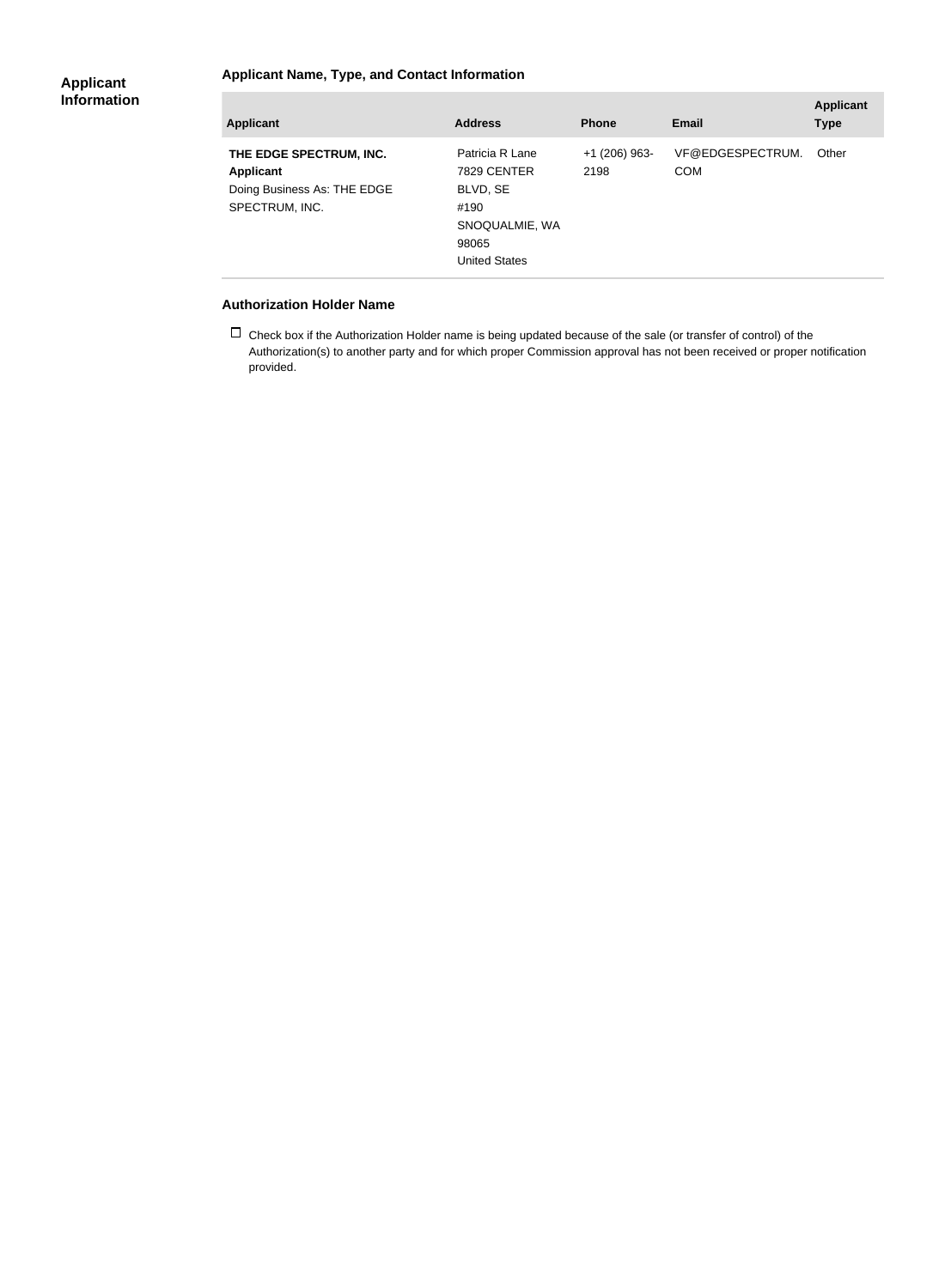## Applicant Information

### Applicant Name, Type, and Contact Information

| Applicant | Address | Phone | Email | Applicant Type |
|---|---|---|---|---|
| **THE EDGE SPECTRUM, INC.** **Applicant** Doing Business As: THE EDGE SPECTRUM, INC. | Patricia R Lane 7829 CENTER BLVD, SE #190 SNOQUALMIE, WA 98065 United States | +1 (206) 963-2198 | VF@EDGESPECTRUM.COM | Other |

### Authorization Holder Name

☐ Check box if the Authorization Holder name is being updated because of the sale (or transfer of control) of the Authorization(s) to another party and for which proper Commission approval has not been received or proper notification provided.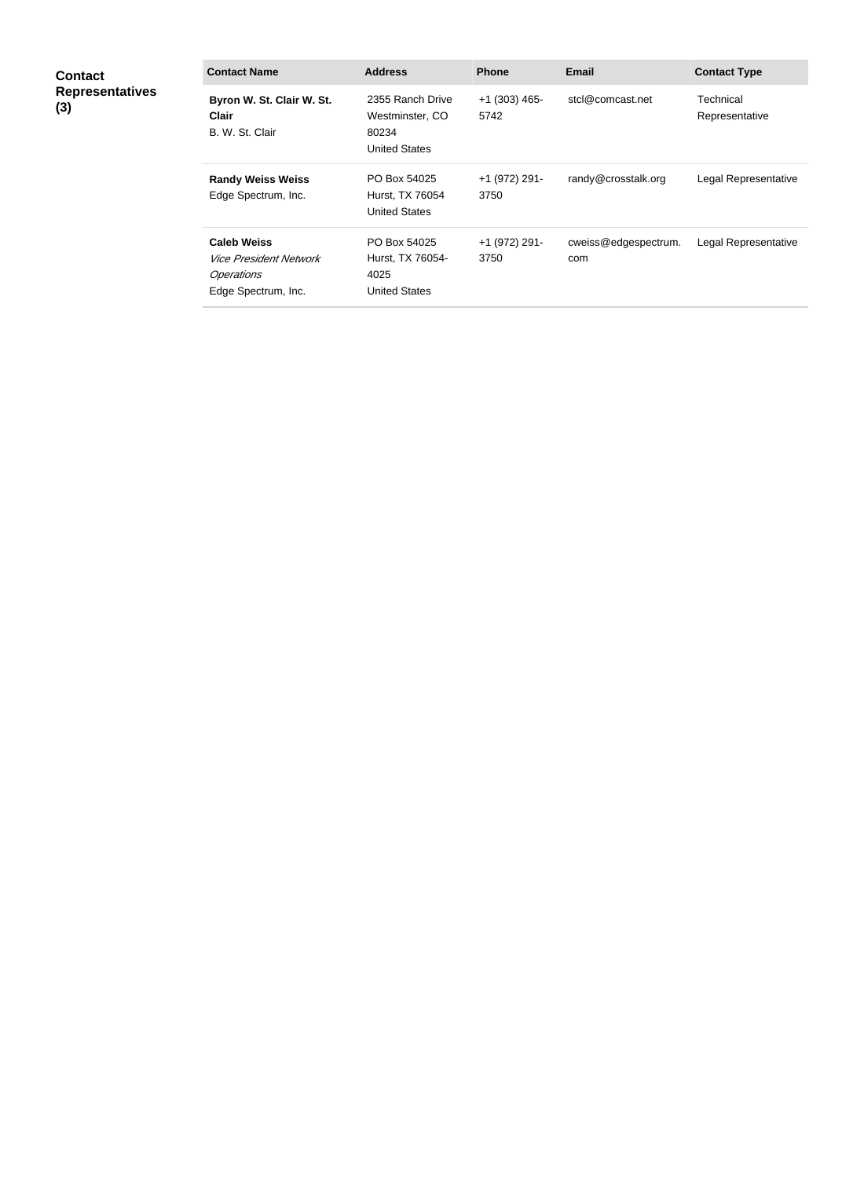**Contact Representatives (3)**

| Contact Name | Address | Phone | Email | Contact Type |
|---|---|---|---|---|
| **Byron W. St. Clair W. St. Clair**<br>B. W. St. Clair | 2355 Ranch Drive<br>Westminster, CO 80234<br>United States | +1 (303) 465-5742 | stcl@comcast.net | Technical Representative |
| **Randy Weiss Weiss**<br>Edge Spectrum, Inc. | PO Box 54025<br>Hurst, TX 76054<br>United States | +1 (972) 291-3750 | randy@crosstalk.org | Legal Representative |
| **Caleb Weiss**<br>*Vice President Network Operations*<br>Edge Spectrum, Inc. | PO Box 54025<br>Hurst, TX 76054-4025<br>United States | +1 (972) 291-3750 | cweiss@edgespectrum.com | Legal Representative |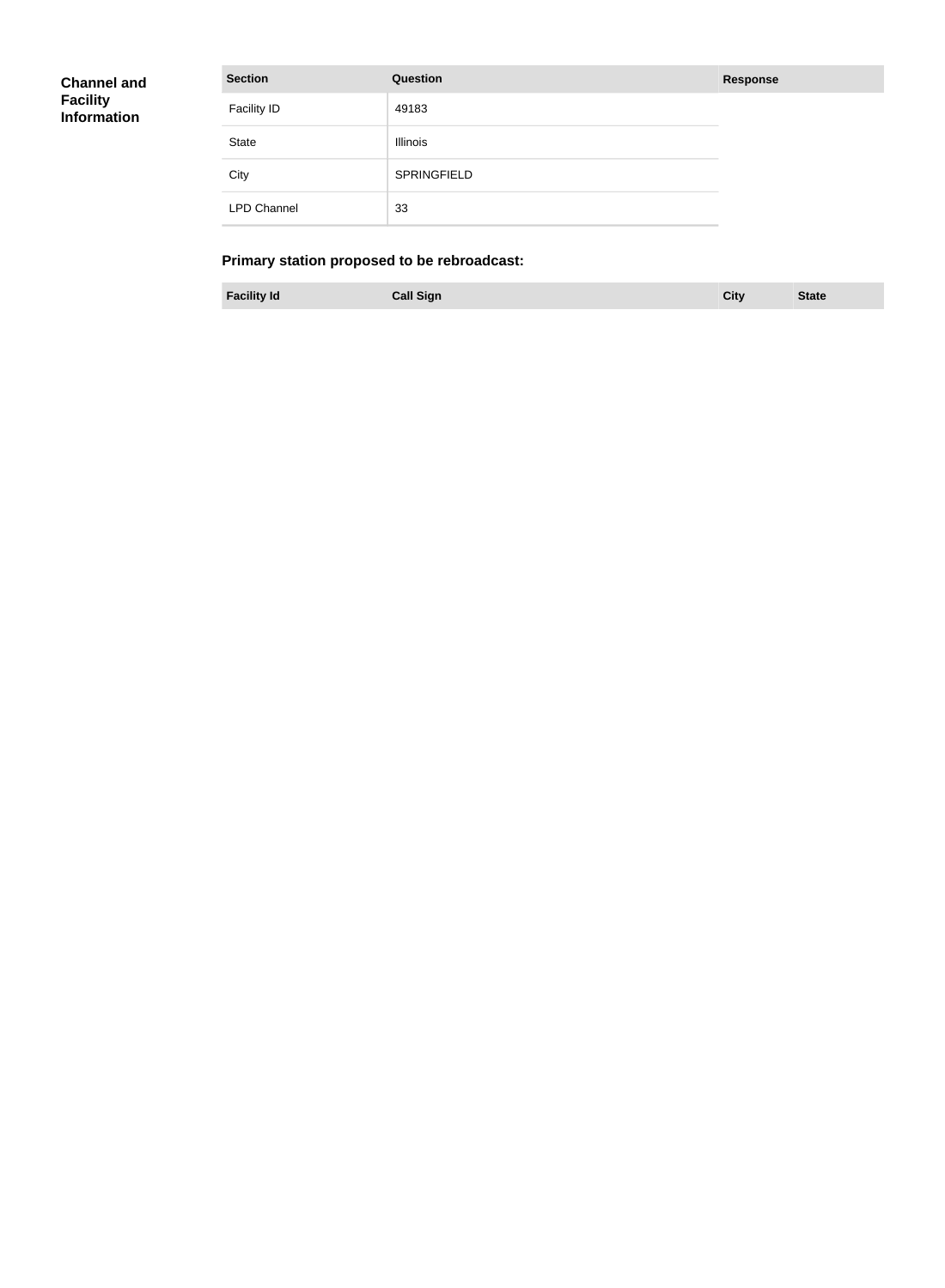**Channel and Facility Information**

| Section | Question | Response |
| --- | --- | --- |
| Facility ID | 49183 | |
| State | Illinois | |
| City | SPRINGFIELD | |
| LPD Channel | 33 | |

### Primary station proposed to be rebroadcast:

| Facility Id | Call Sign | City | State |
| --- | --- | --- | --- |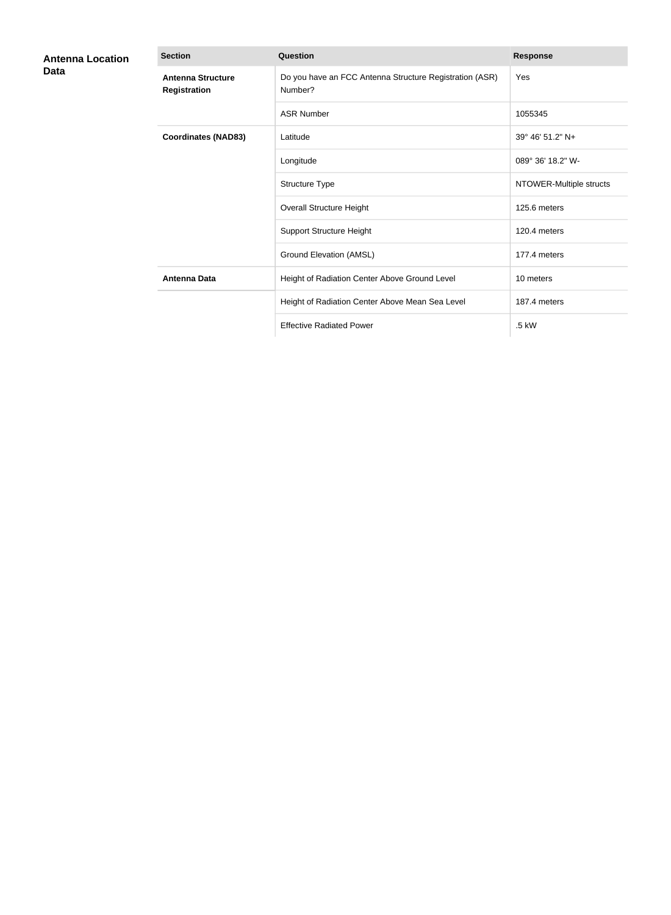## Antenna Location Data

| Section | Question | Response |
| --- | --- | --- |
| **Antenna Structure Registration** | Do you have an FCC Antenna Structure Registration (ASR) Number? | Yes |
| | ASR Number | 1055345 |
| **Coordinates (NAD83)** | Latitude | 39° 46' 51.2" N+ |
| | Longitude | 089° 36' 18.2" W- |
| | Structure Type | NTOWER-Multiple structs |
| | Overall Structure Height | 125.6 meters |
| | Support Structure Height | 120.4 meters |
| | Ground Elevation (AMSL) | 177.4 meters |
| **Antenna Data** | Height of Radiation Center Above Ground Level | 10 meters |
| | Height of Radiation Center Above Mean Sea Level | 187.4 meters |
| | Effective Radiated Power | .5 kW |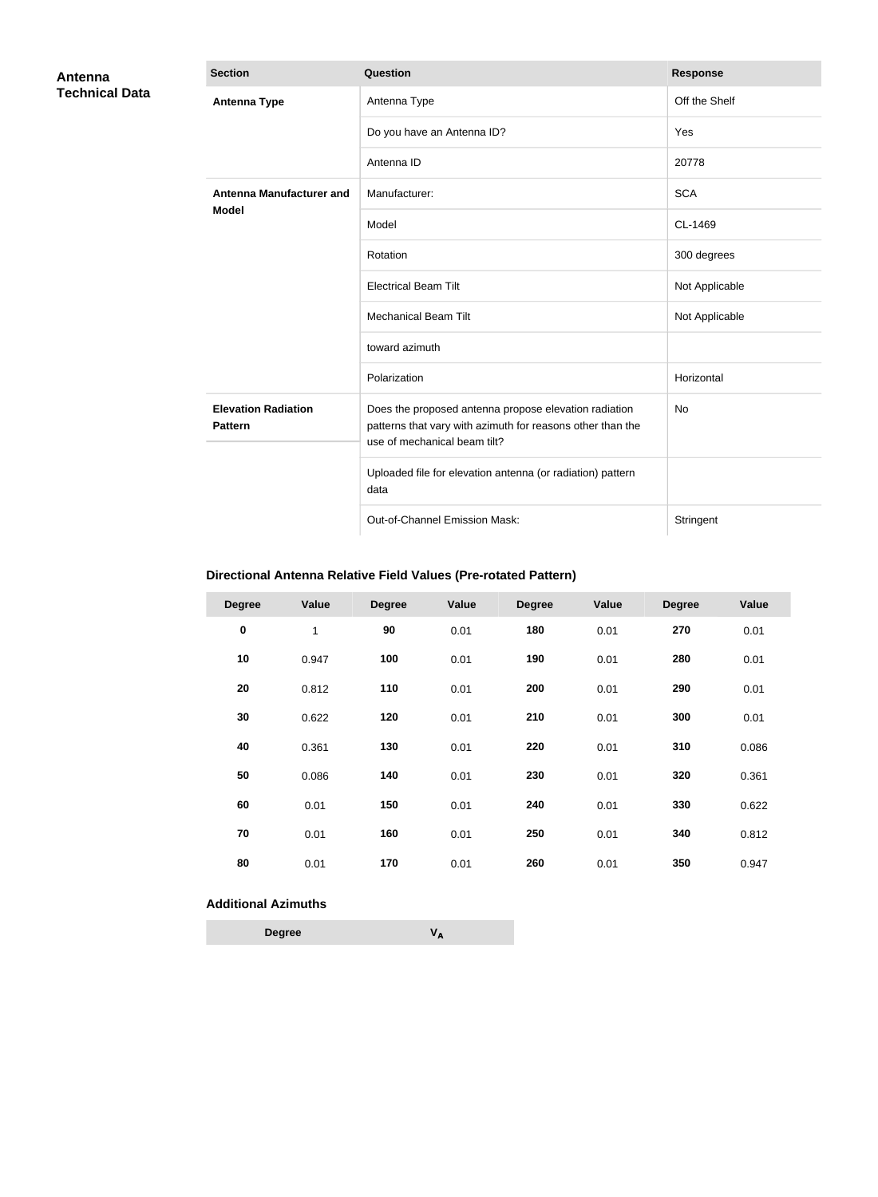## Antenna Technical Data

| Section | Question | Response |
|---|---|---|
| **Antenna Type** | Antenna Type | Off the Shelf |
| | Do you have an Antenna ID? | Yes |
| | Antenna ID | 20778 |
| **Antenna Manufacturer and Model** | Manufacturer: | SCA |
| | Model | CL-1469 |
| | Rotation | 300 degrees |
| | Electrical Beam Tilt | Not Applicable |
| | Mechanical Beam Tilt | Not Applicable |
| | toward azimuth | |
| | Polarization | Horizontal |
| **Elevation Radiation Pattern** | Does the proposed antenna propose elevation radiation patterns that vary with azimuth for reasons other than the use of mechanical beam tilt? | No |
| | Uploaded file for elevation antenna (or radiation) pattern data | |
| | Out-of-Channel Emission Mask: | Stringent |

### Directional Antenna Relative Field Values (Pre-rotated Pattern)

| Degree | Value | Degree | Value | Degree | Value | Degree | Value |
|---|---|---|---|---|---|---|---|
| **0** | 1 | **90** | 0.01 | **180** | 0.01 | **270** | 0.01 |
| **10** | 0.947 | **100** | 0.01 | **190** | 0.01 | **280** | 0.01 |
| **20** | 0.812 | **110** | 0.01 | **200** | 0.01 | **290** | 0.01 |
| **30** | 0.622 | **120** | 0.01 | **210** | 0.01 | **300** | 0.01 |
| **40** | 0.361 | **130** | 0.01 | **220** | 0.01 | **310** | 0.086 |
| **50** | 0.086 | **140** | 0.01 | **230** | 0.01 | **320** | 0.361 |
| **60** | 0.01 | **150** | 0.01 | **240** | 0.01 | **330** | 0.622 |
| **70** | 0.01 | **160** | 0.01 | **250** | 0.01 | **340** | 0.812 |
| **80** | 0.01 | **170** | 0.01 | **260** | 0.01 | **350** | 0.947 |

### Additional Azimuths

| Degree | $V_A$ |
|---|---|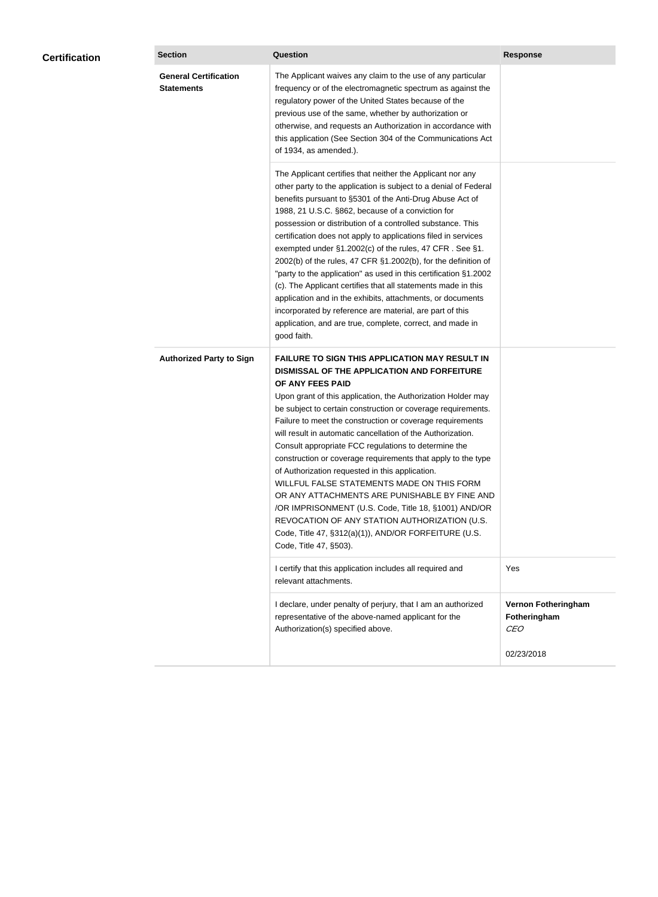## Certification

| Section | Question | Response |
|---|---|---|
| **General Certification Statements** | The Applicant waives any claim to the use of any particular frequency or of the electromagnetic spectrum as against the regulatory power of the United States because of the previous use of the same, whether by authorization or otherwise, and requests an Authorization in accordance with this application (See Section 304 of the Communications Act of 1934, as amended.). | |
| | The Applicant certifies that neither the Applicant nor any other party to the application is subject to a denial of Federal benefits pursuant to §5301 of the Anti-Drug Abuse Act of 1988, 21 U.S.C. §862, because of a conviction for possession or distribution of a controlled substance. This certification does not apply to applications filed in services exempted under §1.2002(c) of the rules, 47 CFR . See §1. 2002(b) of the rules, 47 CFR §1.2002(b), for the definition of "party to the application" as used in this certification §1.2002 (c). The Applicant certifies that all statements made in this application and in the exhibits, attachments, or documents incorporated by reference are material, are part of this application, and are true, complete, correct, and made in good faith. | |
| **Authorized Party to Sign** | **FAILURE TO SIGN THIS APPLICATION MAY RESULT IN DISMISSAL OF THE APPLICATION AND FORFEITURE OF ANY FEES PAID** Upon grant of this application, the Authorization Holder may be subject to certain construction or coverage requirements. Failure to meet the construction or coverage requirements will result in automatic cancellation of the Authorization. Consult appropriate FCC regulations to determine the construction or coverage requirements that apply to the type of Authorization requested in this application. WILLFUL FALSE STATEMENTS MADE ON THIS FORM OR ANY ATTACHMENTS ARE PUNISHABLE BY FINE AND /OR IMPRISONMENT (U.S. Code, Title 18, §1001) AND/OR REVOCATION OF ANY STATION AUTHORIZATION (U.S. Code, Title 47, §312(a)(1)), AND/OR FORFEITURE (U.S. Code, Title 47, §503). | |
| | I certify that this application includes all required and relevant attachments. | Yes |
| | I declare, under penalty of perjury, that I am an authorized representative of the above-named applicant for the Authorization(s) specified above. | **Vernon Fotheringham Fotheringham** *CEO* 02/23/2018 |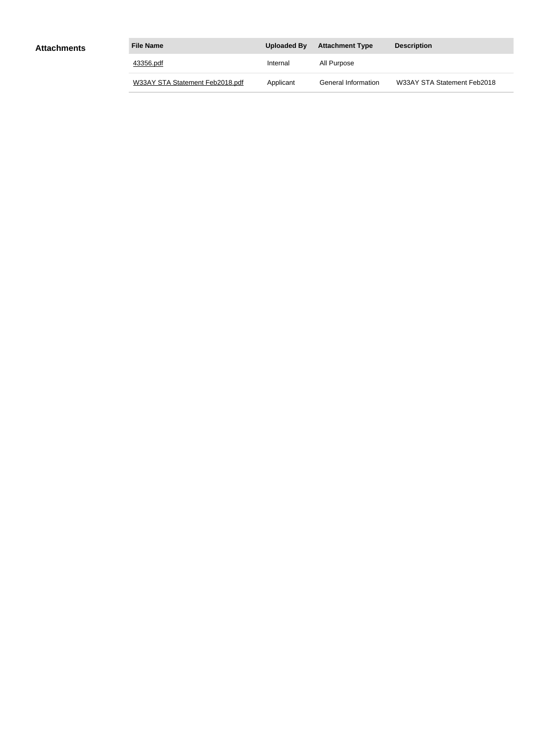**Attachments**

| File Name | Uploaded By | Attachment Type | Description |
| --- | --- | --- | --- |
| 43356.pdf | Internal | All Purpose | |
| W33AY STA Statement Feb2018.pdf | Applicant | General Information | W33AY STA Statement Feb2018 |